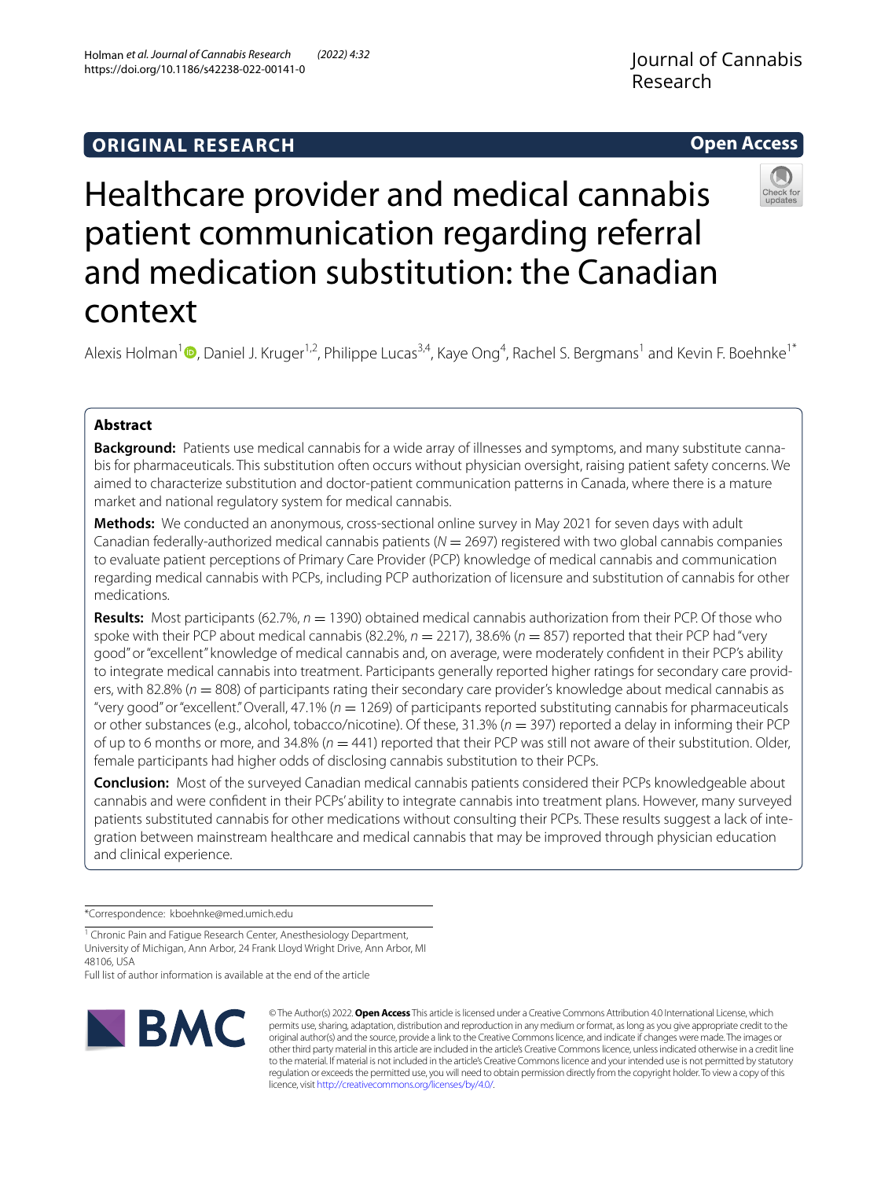**ORIGINAL RESEARCH** **Open Access**

# Healthcare provider and medical cannabis patient communication regarding referral and medication substitution: the Canadian context

Alexis Holman[1], Daniel J. Kruger[1,2], Philippe Lucas[3,4], Kaye Ong[4], Rachel S. Bergmans[1] and Kevin F. Boehnke[1*]

## Abstract

**Background:** Patients use medical cannabis for a wide array of illnesses and symptoms, and many substitute cannabis for pharmaceuticals. This substitution often occurs without physician oversight, raising patient safety concerns. We aimed to characterize substitution and doctor-patient communication patterns in Canada, where there is a mature market and national regulatory system for medical cannabis.

**Methods:** We conducted an anonymous, cross-sectional online survey in May 2021 for seven days with adult Canadian federally-authorized medical cannabis patients ($N = 2697$) registered with two global cannabis companies to evaluate patient perceptions of Primary Care Provider (PCP) knowledge of medical cannabis and communication regarding medical cannabis with PCPs, including PCP authorization of licensure and substitution of cannabis for other medications.

**Results:** Most participants (62.7%, $n = 1390$) obtained medical cannabis authorization from their PCP. Of those who spoke with their PCP about medical cannabis (82.2%, $n = 2217$), 38.6% ($n = 857$) reported that their PCP had "very good" or "excellent" knowledge of medical cannabis and, on average, were moderately confident in their PCP's ability to integrate medical cannabis into treatment. Participants generally reported higher ratings for secondary care providers, with 82.8% ($n = 808$) of participants rating their secondary care provider's knowledge about medical cannabis as "very good" or "excellent." Overall, 47.1% ($n = 1269$) of participants reported substituting cannabis for pharmaceuticals or other substances (e.g., alcohol, tobacco/nicotine). Of these, 31.3% ($n = 397$) reported a delay in informing their PCP of up to 6 months or more, and 34.8% ($n = 441$) reported that their PCP was still not aware of their substitution. Older, female participants had higher odds of disclosing cannabis substitution to their PCPs.

**Conclusion:** Most of the surveyed Canadian medical cannabis patients considered their PCPs knowledgeable about cannabis and were confident in their PCPs' ability to integrate cannabis into treatment plans. However, many surveyed patients substituted cannabis for other medications without consulting their PCPs. These results suggest a lack of integration between mainstream healthcare and medical cannabis that may be improved through physician education and clinical experience.

*Correspondence: kboehnke@med.umich.edu

[1] Chronic Pain and Fatigue Research Center, Anesthesiology Department, University of Michigan, Ann Arbor, 24 Frank Lloyd Wright Drive, Ann Arbor, MI 48106, USA

Full list of author information is available at the end of the article

© The Author(s) 2022. **Open Access** This article is licensed under a Creative Commons Attribution 4.0 International License, which permits use, sharing, adaptation, distribution and reproduction in any medium or format, as long as you give appropriate credit to the original author(s) and the source, provide a link to the Creative Commons licence, and indicate if changes were made. The images or other third party material in this article are included in the article's Creative Commons licence, unless indicated otherwise in a credit line to the material. If material is not included in the article's Creative Commons licence and your intended use is not permitted by statutory regulation or exceeds the permitted use, you will need to obtain permission directly from the copyright holder. To view a copy of this licence, visit http://creativecommons.org/licenses/by/4.0/.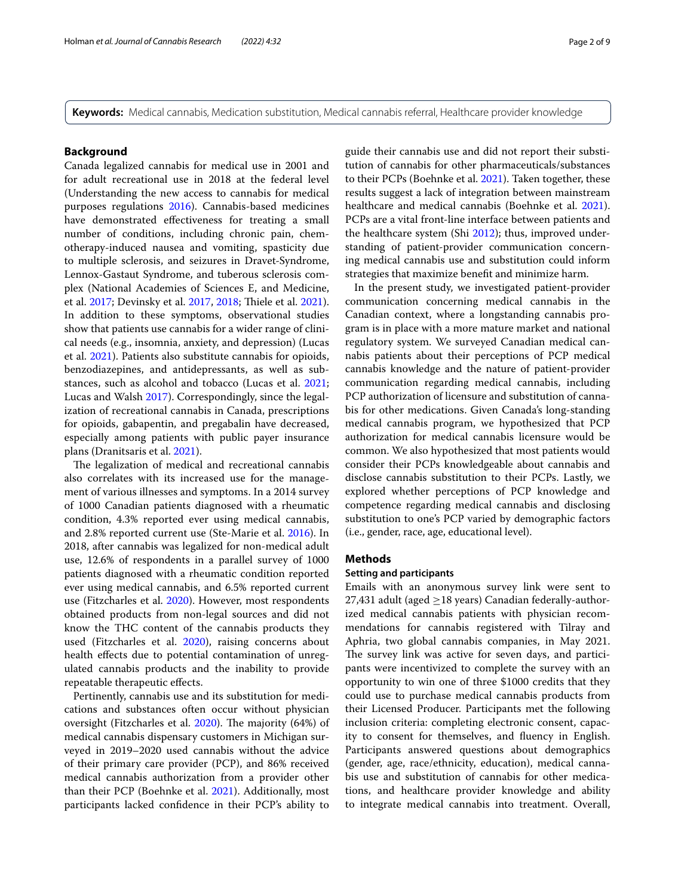**Keywords:** Medical cannabis, Medication substitution, Medical cannabis referral, Healthcare provider knowledge

## Background

Canada legalized cannabis for medical use in 2001 and for adult recreational use in 2018 at the federal level (Understanding the new access to cannabis for medical purposes regulations 2016). Cannabis-based medicines have demonstrated effectiveness for treating a small number of conditions, including chronic pain, chemotherapy-induced nausea and vomiting, spasticity due to multiple sclerosis, and seizures in Dravet-Syndrome, Lennox-Gastaut Syndrome, and tuberous sclerosis complex (National Academies of Sciences E, and Medicine, et al. 2017; Devinsky et al. 2017, 2018; Thiele et al. 2021). In addition to these symptoms, observational studies show that patients use cannabis for a wider range of clinical needs (e.g., insomnia, anxiety, and depression) (Lucas et al. 2021). Patients also substitute cannabis for opioids, benzodiazepines, and antidepressants, as well as substances, such as alcohol and tobacco (Lucas et al. 2021; Lucas and Walsh 2017). Correspondingly, since the legalization of recreational cannabis in Canada, prescriptions for opioids, gabapentin, and pregabalin have decreased, especially among patients with public payer insurance plans (Dranitsaris et al. 2021).

The legalization of medical and recreational cannabis also correlates with its increased use for the management of various illnesses and symptoms. In a 2014 survey of 1000 Canadian patients diagnosed with a rheumatic condition, 4.3% reported ever using medical cannabis, and 2.8% reported current use (Ste-Marie et al. 2016). In 2018, after cannabis was legalized for non-medical adult use, 12.6% of respondents in a parallel survey of 1000 patients diagnosed with a rheumatic condition reported ever using medical cannabis, and 6.5% reported current use (Fitzcharles et al. 2020). However, most respondents obtained products from non-legal sources and did not know the THC content of the cannabis products they used (Fitzcharles et al. 2020), raising concerns about health effects due to potential contamination of unregulated cannabis products and the inability to provide repeatable therapeutic effects.

Pertinently, cannabis use and its substitution for medications and substances often occur without physician oversight (Fitzcharles et al. 2020). The majority (64%) of medical cannabis dispensary customers in Michigan surveyed in 2019–2020 used cannabis without the advice of their primary care provider (PCP), and 86% received medical cannabis authorization from a provider other than their PCP (Boehnke et al. 2021). Additionally, most participants lacked confidence in their PCP's ability to guide their cannabis use and did not report their substitution of cannabis for other pharmaceuticals/substances to their PCPs (Boehnke et al. 2021). Taken together, these results suggest a lack of integration between mainstream healthcare and medical cannabis (Boehnke et al. 2021). PCPs are a vital front-line interface between patients and the healthcare system (Shi 2012); thus, improved understanding of patient-provider communication concerning medical cannabis use and substitution could inform strategies that maximize benefit and minimize harm.

In the present study, we investigated patient-provider communication concerning medical cannabis in the Canadian context, where a longstanding cannabis program is in place with a more mature market and national regulatory system. We surveyed Canadian medical cannabis patients about their perceptions of PCP medical cannabis knowledge and the nature of patient-provider communication regarding medical cannabis, including PCP authorization of licensure and substitution of cannabis for other medications. Given Canada's long-standing medical cannabis program, we hypothesized that PCP authorization for medical cannabis licensure would be common. We also hypothesized that most patients would consider their PCPs knowledgeable about cannabis and disclose cannabis substitution to their PCPs. Lastly, we explored whether perceptions of PCP knowledge and competence regarding medical cannabis and disclosing substitution to one's PCP varied by demographic factors (i.e., gender, race, age, educational level).

## Methods

### Setting and participants

Emails with an anonymous survey link were sent to 27,431 adult (aged ≥18 years) Canadian federally-authorized medical cannabis patients with physician recommendations for cannabis registered with Tilray and Aphria, two global cannabis companies, in May 2021. The survey link was active for seven days, and participants were incentivized to complete the survey with an opportunity to win one of three $1000 credits that they could use to purchase medical cannabis products from their Licensed Producer. Participants met the following inclusion criteria: completing electronic consent, capacity to consent for themselves, and fluency in English. Participants answered questions about demographics (gender, age, race/ethnicity, education), medical cannabis use and substitution of cannabis for other medications, and healthcare provider knowledge and ability to integrate medical cannabis into treatment. Overall,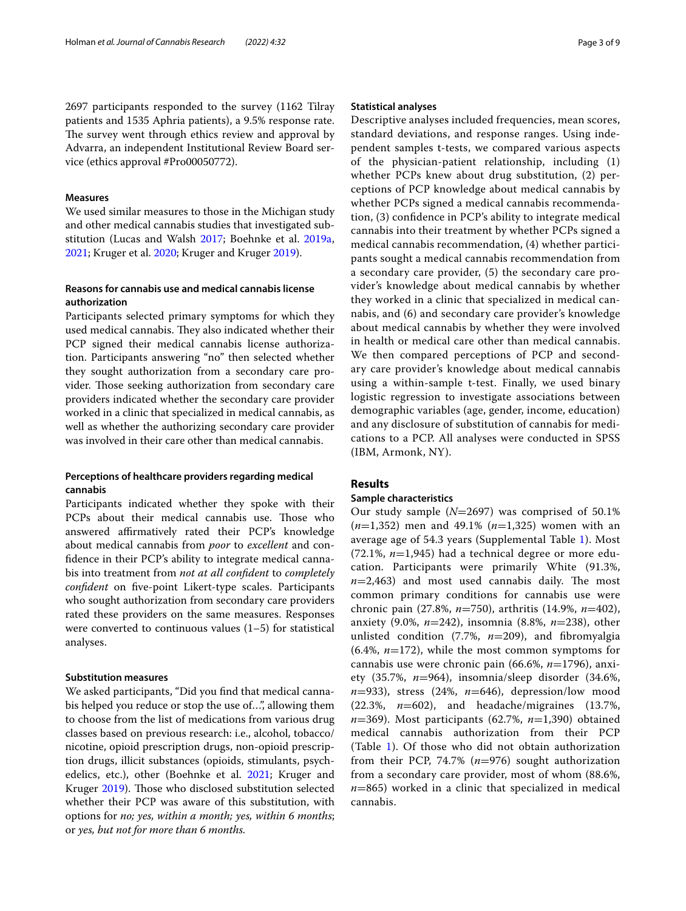2697 participants responded to the survey (1162 Tilray patients and 1535 Aphria patients), a 9.5% response rate. The survey went through ethics review and approval by Advarra, an independent Institutional Review Board service (ethics approval #Pro00050772).

### Measures

We used similar measures to those in the Michigan study and other medical cannabis studies that investigated substitution (Lucas and Walsh 2017; Boehnke et al. 2019a, 2021; Kruger et al. 2020; Kruger and Kruger 2019).

#### Reasons for cannabis use and medical cannabis license authorization

Participants selected primary symptoms for which they used medical cannabis. They also indicated whether their PCP signed their medical cannabis license authorization. Participants answering "no" then selected whether they sought authorization from a secondary care provider. Those seeking authorization from secondary care providers indicated whether the secondary care provider worked in a clinic that specialized in medical cannabis, as well as whether the authorizing secondary care provider was involved in their care other than medical cannabis.

#### Perceptions of healthcare providers regarding medical cannabis

Participants indicated whether they spoke with their PCPs about their medical cannabis use. Those who answered affirmatively rated their PCP's knowledge about medical cannabis from *poor* to *excellent* and confidence in their PCP's ability to integrate medical cannabis into treatment from *not at all confident* to *completely confident* on five-point Likert-type scales. Participants who sought authorization from secondary care providers rated these providers on the same measures. Responses were converted to continuous values (1–5) for statistical analyses.

#### Substitution measures

We asked participants, "Did you find that medical cannabis helped you reduce or stop the use of...", allowing them to choose from the list of medications from various drug classes based on previous research: i.e., alcohol, tobacco/nicotine, opioid prescription drugs, non-opioid prescription drugs, illicit substances (opioids, stimulants, psychedelics, etc.), other (Boehnke et al. 2021; Kruger and Kruger 2019). Those who disclosed substitution selected whether their PCP was aware of this substitution, with options for *no; yes, within a month; yes, within 6 months*; or *yes, but not for more than 6 months*.

### Statistical analyses

Descriptive analyses included frequencies, mean scores, standard deviations, and response ranges. Using independent samples t-tests, we compared various aspects of the physician-patient relationship, including (1) whether PCPs knew about drug substitution, (2) perceptions of PCP knowledge about medical cannabis by whether PCPs signed a medical cannabis recommendation, (3) confidence in PCP's ability to integrate medical cannabis into their treatment by whether PCPs signed a medical cannabis recommendation, (4) whether participants sought a medical cannabis recommendation from a secondary care provider, (5) the secondary care provider's knowledge about medical cannabis by whether they worked in a clinic that specialized in medical cannabis, and (6) and secondary care provider's knowledge about medical cannabis by whether they were involved in health or medical care other than medical cannabis. We then compared perceptions of PCP and secondary care provider's knowledge about medical cannabis using a within-sample t-test. Finally, we used binary logistic regression to investigate associations between demographic variables (age, gender, income, education) and any disclosure of substitution of cannabis for medications to a PCP. All analyses were conducted in SPSS (IBM, Armonk, NY).

## Results

### Sample characteristics

Our study sample ($N$=2697) was comprised of 50.1% ($n$=1,352) men and 49.1% ($n$=1,325) women with an average age of 54.3 years (Supplemental Table 1). Most (72.1%, $n$=1,945) had a technical degree or more education. Participants were primarily White (91.3%, $n$=2,463) and most used cannabis daily. The most common primary conditions for cannabis use were chronic pain (27.8%, $n$=750), arthritis (14.9%, $n$=402), anxiety (9.0%, $n$=242), insomnia (8.8%, $n$=238), other unlisted condition (7.7%, $n$=209), and fibromyalgia (6.4%, $n$=172), while the most common symptoms for cannabis use were chronic pain (66.6%, $n$=1796), anxiety (35.7%, $n$=964), insomnia/sleep disorder (34.6%, $n$=933), stress (24%, $n$=646), depression/low mood (22.3%, $n$=602), and headache/migraines (13.7%, $n$=369). Most participants (62.7%, $n$=1,390) obtained medical cannabis authorization from their PCP (Table 1). Of those who did not obtain authorization from their PCP, 74.7% ($n$=976) sought authorization from a secondary care provider, most of whom (88.6%, $n$=865) worked in a clinic that specialized in medical cannabis.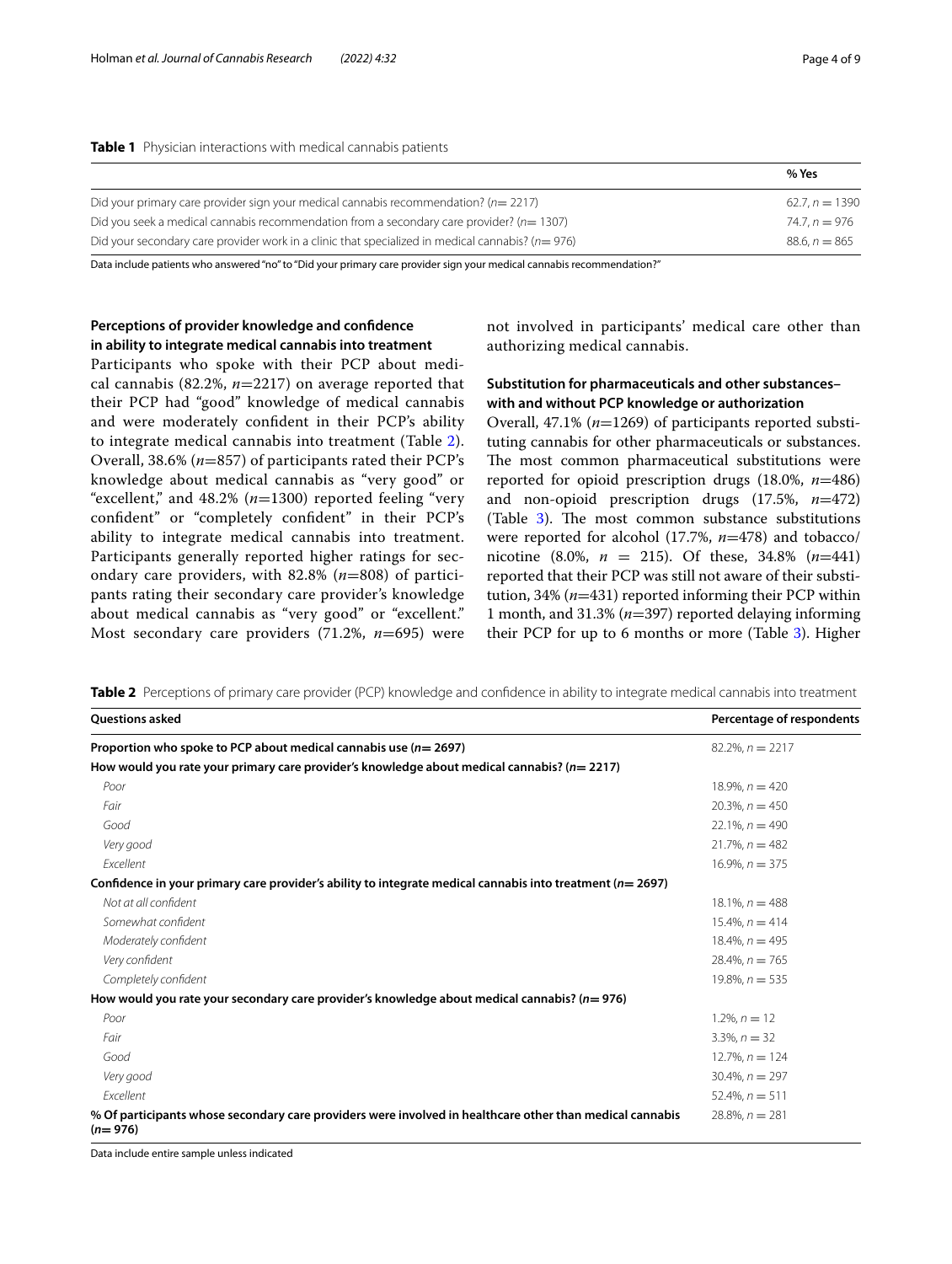**Table 1** Physician interactions with medical cannabis patients

| | % Yes |
|---|---|
| Did your primary care provider sign your medical cannabis recommendation? ($n$= 2217) | 62.7, $n$ = 1390 |
| Did you seek a medical cannabis recommendation from a secondary care provider? ($n$= 1307) | 74.7, $n$ = 976 |
| Did your secondary care provider work in a clinic that specialized in medical cannabis? ($n$= 976) | 88.6, $n$ = 865 |

Data include patients who answered "no" to "Did your primary care provider sign your medical cannabis recommendation?"

### Perceptions of provider knowledge and confidence in ability to integrate medical cannabis into treatment

Participants who spoke with their PCP about medical cannabis (82.2%, $n$=2217) on average reported that their PCP had "good" knowledge of medical cannabis and were moderately confident in their PCP's ability to integrate medical cannabis into treatment (Table 2). Overall, 38.6% ($n$=857) of participants rated their PCP's knowledge about medical cannabis as "very good" or "excellent," and 48.2% ($n$=1300) reported feeling "very confident" or "completely confident" in their PCP's ability to integrate medical cannabis into treatment. Participants generally reported higher ratings for secondary care providers, with 82.8% ($n$=808) of participants rating their secondary care provider's knowledge about medical cannabis as "very good" or "excellent." Most secondary care providers (71.2%, $n$=695) were not involved in participants' medical care other than authorizing medical cannabis.

### Substitution for pharmaceuticals and other substances–with and without PCP knowledge or authorization

Overall, 47.1% ($n$=1269) of participants reported substituting cannabis for other pharmaceuticals or substances. The most common pharmaceutical substitutions were reported for opioid prescription drugs (18.0%, $n$=486) and non-opioid prescription drugs (17.5%, $n$=472) (Table 3). The most common substance substitutions were reported for alcohol (17.7%, $n$=478) and tobacco/nicotine (8.0%, $n$ = 215). Of these, 34.8% ($n$=441) reported that their PCP was still not aware of their substitution, 34% ($n$=431) reported informing their PCP within 1 month, and 31.3% ($n$=397) reported delaying informing their PCP for up to 6 months or more (Table 3). Higher

**Table 2** Perceptions of primary care provider (PCP) knowledge and confidence in ability to integrate medical cannabis into treatment

| Questions asked | Percentage of respondents |
|---|---|
| **Proportion who spoke to PCP about medical cannabis use ($n$= 2697)** | 82.2%, $n$ = 2217 |
| **How would you rate your primary care provider's knowledge about medical cannabis? ($n$= 2217)** | |
| *Poor* | 18.9%, $n$ = 420 |
| *Fair* | 20.3%, $n$ = 450 |
| *Good* | 22.1%, $n$ = 490 |
| *Very good* | 21.7%, $n$ = 482 |
| *Excellent* | 16.9%, $n$ = 375 |
| **Confidence in your primary care provider's ability to integrate medical cannabis into treatment ($n$= 2697)** | |
| *Not at all confident* | 18.1%, $n$ = 488 |
| *Somewhat confident* | 15.4%, $n$ = 414 |
| *Moderately confident* | 18.4%, $n$ = 495 |
| *Very confident* | 28.4%, $n$ = 765 |
| *Completely confident* | 19.8%, $n$ = 535 |
| **How would you rate your secondary care provider's knowledge about medical cannabis? ($n$= 976)** | |
| *Poor* | 1.2%, $n$ = 12 |
| *Fair* | 3.3%, $n$ = 32 |
| *Good* | 12.7%, $n$ = 124 |
| *Very good* | 30.4%, $n$ = 297 |
| *Excellent* | 52.4%, $n$ = 511 |
| **% Of participants whose secondary care providers were involved in healthcare other than medical cannabis ($n$= 976)** | 28.8%, $n$ = 281 |

Data include entire sample unless indicated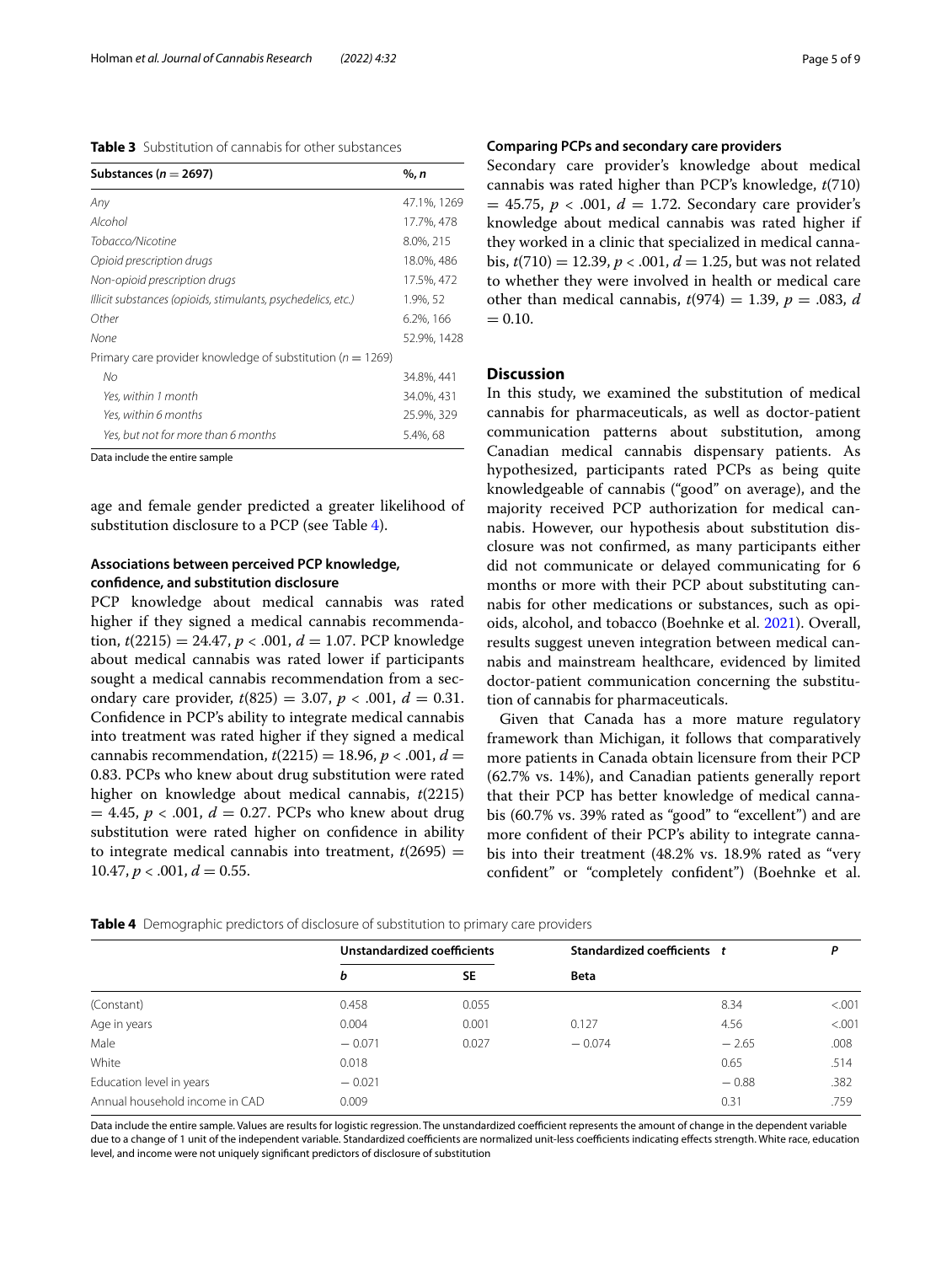**Table 3** Substitution of cannabis for other substances

| Substances ($n = 2697$) | %, *n* |
|---|---|
| *Any* | 47.1%, 1269 |
| *Alcohol* | 17.7%, 478 |
| *Tobacco/Nicotine* | 8.0%, 215 |
| *Opioid prescription drugs* | 18.0%, 486 |
| *Non-opioid prescription drugs* | 17.5%, 472 |
| *Illicit substances (opioids, stimulants, psychedelics, etc.)* | 1.9%, 52 |
| *Other* | 6.2%, 166 |
| *None* | 52.9%, 1428 |
| Primary care provider knowledge of substitution ($n = 1269$) | |
| *No* | 34.8%, 441 |
| *Yes, within 1 month* | 34.0%, 431 |
| *Yes, within 6 months* | 25.9%, 329 |
| *Yes, but not for more than 6 months* | 5.4%, 68 |

Data include the entire sample

age and female gender predicted a greater likelihood of substitution disclosure to a PCP (see Table 4).

### Associations between perceived PCP knowledge, confidence, and substitution disclosure

PCP knowledge about medical cannabis was rated higher if they signed a medical cannabis recommendation, $t(2215) = 24.47$, $p < .001$, $d = 1.07$. PCP knowledge about medical cannabis was rated lower if participants sought a medical cannabis recommendation from a secondary care provider, $t(825) = 3.07$, $p < .001$, $d = 0.31$. Confidence in PCP's ability to integrate medical cannabis into treatment was rated higher if they signed a medical cannabis recommendation, $t(2215) = 18.96$, $p < .001$, $d = 0.83$. PCPs who knew about drug substitution were rated higher on knowledge about medical cannabis, $t(2215) = 4.45$, $p < .001$, $d = 0.27$. PCPs who knew about drug substitution were rated higher on confidence in ability to integrate medical cannabis into treatment, $t(2695) = 10.47$, $p < .001$, $d = 0.55$.

### Comparing PCPs and secondary care providers

Secondary care provider's knowledge about medical cannabis was rated higher than PCP's knowledge, $t(710) = 45.75$, $p < .001$, $d = 1.72$. Secondary care provider's knowledge about medical cannabis was rated higher if they worked in a clinic that specialized in medical cannabis, $t(710) = 12.39$, $p < .001$, $d = 1.25$, but was not related to whether they were involved in health or medical care other than medical cannabis, $t(974) = 1.39$, $p = .083$, $d = 0.10$.

## Discussion

In this study, we examined the substitution of medical cannabis for pharmaceuticals, as well as doctor-patient communication patterns about substitution, among Canadian medical cannabis dispensary patients. As hypothesized, participants rated PCPs as being quite knowledgeable of cannabis ("good" on average), and the majority received PCP authorization for medical cannabis. However, our hypothesis about substitution disclosure was not confirmed, as many participants either did not communicate or delayed communicating for 6 months or more with their PCP about substituting cannabis for other medications or substances, such as opioids, alcohol, and tobacco (Boehnke et al. 2021). Overall, results suggest uneven integration between medical cannabis and mainstream healthcare, evidenced by limited doctor-patient communication concerning the substitution of cannabis for pharmaceuticals.

Given that Canada has a more mature regulatory framework than Michigan, it follows that comparatively more patients in Canada obtain licensure from their PCP (62.7% vs. 14%), and Canadian patients generally report that their PCP has better knowledge of medical cannabis (60.7% vs. 39% rated as "good" to "excellent") and are more confident of their PCP's ability to integrate cannabis into their treatment (48.2% vs. 18.9% rated as "very confident" or "completely confident") (Boehnke et al.

**Table 4** Demographic predictors of disclosure of substitution to primary care providers

| | Unstandardized coefficients | | Standardized coefficients | *t* | *P* |
|---|---|---|---|---|---|
| | *b* | SE | Beta | | |
| (Constant) | 0.458 | 0.055 | | 8.34 | <.001 |
| Age in years | 0.004 | 0.001 | 0.127 | 4.56 | <.001 |
| Male | − 0.071 | 0.027 | − 0.074 | − 2.65 | .008 |
| White | 0.018 | | | 0.65 | .514 |
| Education level in years | − 0.021 | | | − 0.88 | .382 |
| Annual household income in CAD | 0.009 | | | 0.31 | .759 |

Data include the entire sample. Values are results for logistic regression. The unstandardized coefficient represents the amount of change in the dependent variable due to a change of 1 unit of the independent variable. Standardized coefficients are normalized unit-less coefficients indicating effects strength. White race, education level, and income were not uniquely significant predictors of disclosure of substitution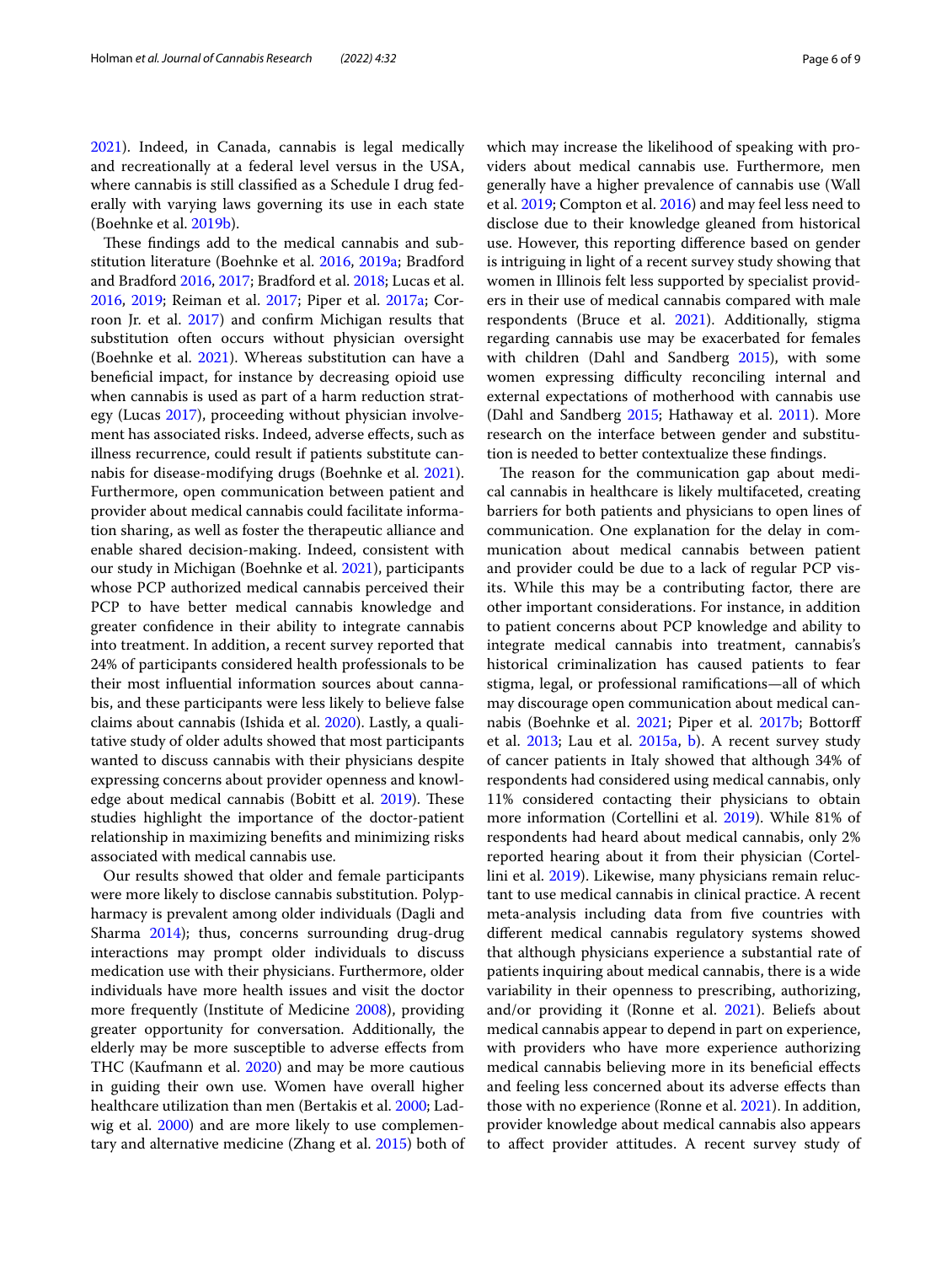2021). Indeed, in Canada, cannabis is legal medically and recreationally at a federal level versus in the USA, where cannabis is still classified as a Schedule I drug federally with varying laws governing its use in each state (Boehnke et al. 2019b).

These findings add to the medical cannabis and substitution literature (Boehnke et al. 2016, 2019a; Bradford and Bradford 2016, 2017; Bradford et al. 2018; Lucas et al. 2016, 2019; Reiman et al. 2017; Piper et al. 2017a; Corroon Jr. et al. 2017) and confirm Michigan results that substitution often occurs without physician oversight (Boehnke et al. 2021). Whereas substitution can have a beneficial impact, for instance by decreasing opioid use when cannabis is used as part of a harm reduction strategy (Lucas 2017), proceeding without physician involvement has associated risks. Indeed, adverse effects, such as illness recurrence, could result if patients substitute cannabis for disease-modifying drugs (Boehnke et al. 2021). Furthermore, open communication between patient and provider about medical cannabis could facilitate information sharing, as well as foster the therapeutic alliance and enable shared decision-making. Indeed, consistent with our study in Michigan (Boehnke et al. 2021), participants whose PCP authorized medical cannabis perceived their PCP to have better medical cannabis knowledge and greater confidence in their ability to integrate cannabis into treatment. In addition, a recent survey reported that 24% of participants considered health professionals to be their most influential information sources about cannabis, and these participants were less likely to believe false claims about cannabis (Ishida et al. 2020). Lastly, a qualitative study of older adults showed that most participants wanted to discuss cannabis with their physicians despite expressing concerns about provider openness and knowledge about medical cannabis (Bobitt et al. 2019). These studies highlight the importance of the doctor-patient relationship in maximizing benefits and minimizing risks associated with medical cannabis use.

Our results showed that older and female participants were more likely to disclose cannabis substitution. Polypharmacy is prevalent among older individuals (Dagli and Sharma 2014); thus, concerns surrounding drug-drug interactions may prompt older individuals to discuss medication use with their physicians. Furthermore, older individuals have more health issues and visit the doctor more frequently (Institute of Medicine 2008), providing greater opportunity for conversation. Additionally, the elderly may be more susceptible to adverse effects from THC (Kaufmann et al. 2020) and may be more cautious in guiding their own use. Women have overall higher healthcare utilization than men (Bertakis et al. 2000; Ladwig et al. 2000) and are more likely to use complementary and alternative medicine (Zhang et al. 2015) both of which may increase the likelihood of speaking with providers about medical cannabis use. Furthermore, men generally have a higher prevalence of cannabis use (Wall et al. 2019; Compton et al. 2016) and may feel less need to disclose due to their knowledge gleaned from historical use. However, this reporting difference based on gender is intriguing in light of a recent survey study showing that women in Illinois felt less supported by specialist providers in their use of medical cannabis compared with male respondents (Bruce et al. 2021). Additionally, stigma regarding cannabis use may be exacerbated for females with children (Dahl and Sandberg 2015), with some women expressing difficulty reconciling internal and external expectations of motherhood with cannabis use (Dahl and Sandberg 2015; Hathaway et al. 2011). More research on the interface between gender and substitution is needed to better contextualize these findings.

The reason for the communication gap about medical cannabis in healthcare is likely multifaceted, creating barriers for both patients and physicians to open lines of communication. One explanation for the delay in communication about medical cannabis between patient and provider could be due to a lack of regular PCP visits. While this may be a contributing factor, there are other important considerations. For instance, in addition to patient concerns about PCP knowledge and ability to integrate medical cannabis into treatment, cannabis's historical criminalization has caused patients to fear stigma, legal, or professional ramifications—all of which may discourage open communication about medical cannabis (Boehnke et al. 2021; Piper et al. 2017b; Bottorff et al. 2013; Lau et al. 2015a, b). A recent survey study of cancer patients in Italy showed that although 34% of respondents had considered using medical cannabis, only 11% considered contacting their physicians to obtain more information (Cortellini et al. 2019). While 81% of respondents had heard about medical cannabis, only 2% reported hearing about it from their physician (Cortellini et al. 2019). Likewise, many physicians remain reluctant to use medical cannabis in clinical practice. A recent meta-analysis including data from five countries with different medical cannabis regulatory systems showed that although physicians experience a substantial rate of patients inquiring about medical cannabis, there is a wide variability in their openness to prescribing, authorizing, and/or providing it (Ronne et al. 2021). Beliefs about medical cannabis appear to depend in part on experience, with providers who have more experience authorizing medical cannabis believing more in its beneficial effects and feeling less concerned about its adverse effects than those with no experience (Ronne et al. 2021). In addition, provider knowledge about medical cannabis also appears to affect provider attitudes. A recent survey study of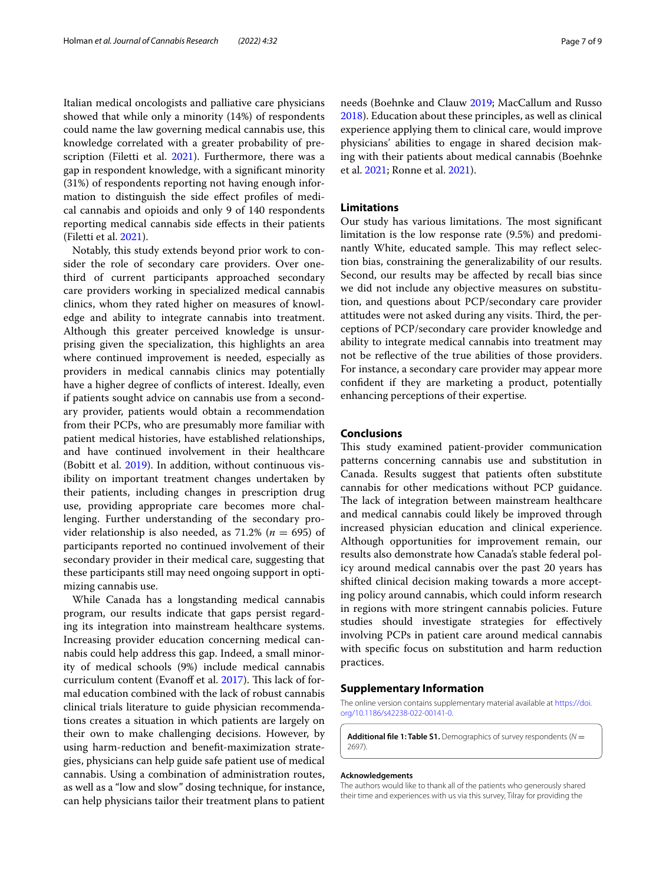Italian medical oncologists and palliative care physicians showed that while only a minority (14%) of respondents could name the law governing medical cannabis use, this knowledge correlated with a greater probability of prescription (Filetti et al. 2021). Furthermore, there was a gap in respondent knowledge, with a significant minority (31%) of respondents reporting not having enough information to distinguish the side effect profiles of medical cannabis and opioids and only 9 of 140 respondents reporting medical cannabis side effects in their patients (Filetti et al. 2021).

Notably, this study extends beyond prior work to consider the role of secondary care providers. Over one-third of current participants approached secondary care providers working in specialized medical cannabis clinics, whom they rated higher on measures of knowledge and ability to integrate cannabis into treatment. Although this greater perceived knowledge is unsurprising given the specialization, this highlights an area where continued improvement is needed, especially as providers in medical cannabis clinics may potentially have a higher degree of conflicts of interest. Ideally, even if patients sought advice on cannabis use from a secondary provider, patients would obtain a recommendation from their PCPs, who are presumably more familiar with patient medical histories, have established relationships, and have continued involvement in their healthcare (Bobitt et al. 2019). In addition, without continuous visibility on important treatment changes undertaken by their patients, including changes in prescription drug use, providing appropriate care becomes more challenging. Further understanding of the secondary provider relationship is also needed, as 71.2% ($n$ = 695) of participants reported no continued involvement of their secondary provider in their medical care, suggesting that these participants still may need ongoing support in optimizing cannabis use.

While Canada has a longstanding medical cannabis program, our results indicate that gaps persist regarding its integration into mainstream healthcare systems. Increasing provider education concerning medical cannabis could help address this gap. Indeed, a small minority of medical schools (9%) include medical cannabis curriculum content (Evanoff et al. 2017). This lack of formal education combined with the lack of robust cannabis clinical trials literature to guide physician recommendations creates a situation in which patients are largely on their own to make challenging decisions. However, by using harm-reduction and benefit-maximization strategies, physicians can help guide safe patient use of medical cannabis. Using a combination of administration routes, as well as a "low and slow" dosing technique, for instance, can help physicians tailor their treatment plans to patient needs (Boehnke and Clauw 2019; MacCallum and Russo 2018). Education about these principles, as well as clinical experience applying them to clinical care, would improve physicians' abilities to engage in shared decision making with their patients about medical cannabis (Boehnke et al. 2021; Ronne et al. 2021).

## Limitations

Our study has various limitations. The most significant limitation is the low response rate (9.5%) and predominantly White, educated sample. This may reflect selection bias, constraining the generalizability of our results. Second, our results may be affected by recall bias since we did not include any objective measures on substitution, and questions about PCP/secondary care provider attitudes were not asked during any visits. Third, the perceptions of PCP/secondary care provider knowledge and ability to integrate medical cannabis into treatment may not be reflective of the true abilities of those providers. For instance, a secondary care provider may appear more confident if they are marketing a product, potentially enhancing perceptions of their expertise.

## Conclusions

This study examined patient-provider communication patterns concerning cannabis use and substitution in Canada. Results suggest that patients often substitute cannabis for other medications without PCP guidance. The lack of integration between mainstream healthcare and medical cannabis could likely be improved through increased physician education and clinical experience. Although opportunities for improvement remain, our results also demonstrate how Canada's stable federal policy around medical cannabis over the past 20 years has shifted clinical decision making towards a more accepting policy around cannabis, which could inform research in regions with more stringent cannabis policies. Future studies should investigate strategies for effectively involving PCPs in patient care around medical cannabis with specific focus on substitution and harm reduction practices.

## Supplementary Information

The online version contains supplementary material available at https://doi.org/10.1186/s42238-022-00141-0.

**Additional file 1: Table S1.** Demographics of survey respondents ($N$ = 2697).

### Acknowledgements

The authors would like to thank all of the patients who generously shared their time and experiences with us via this survey, Tilray for providing the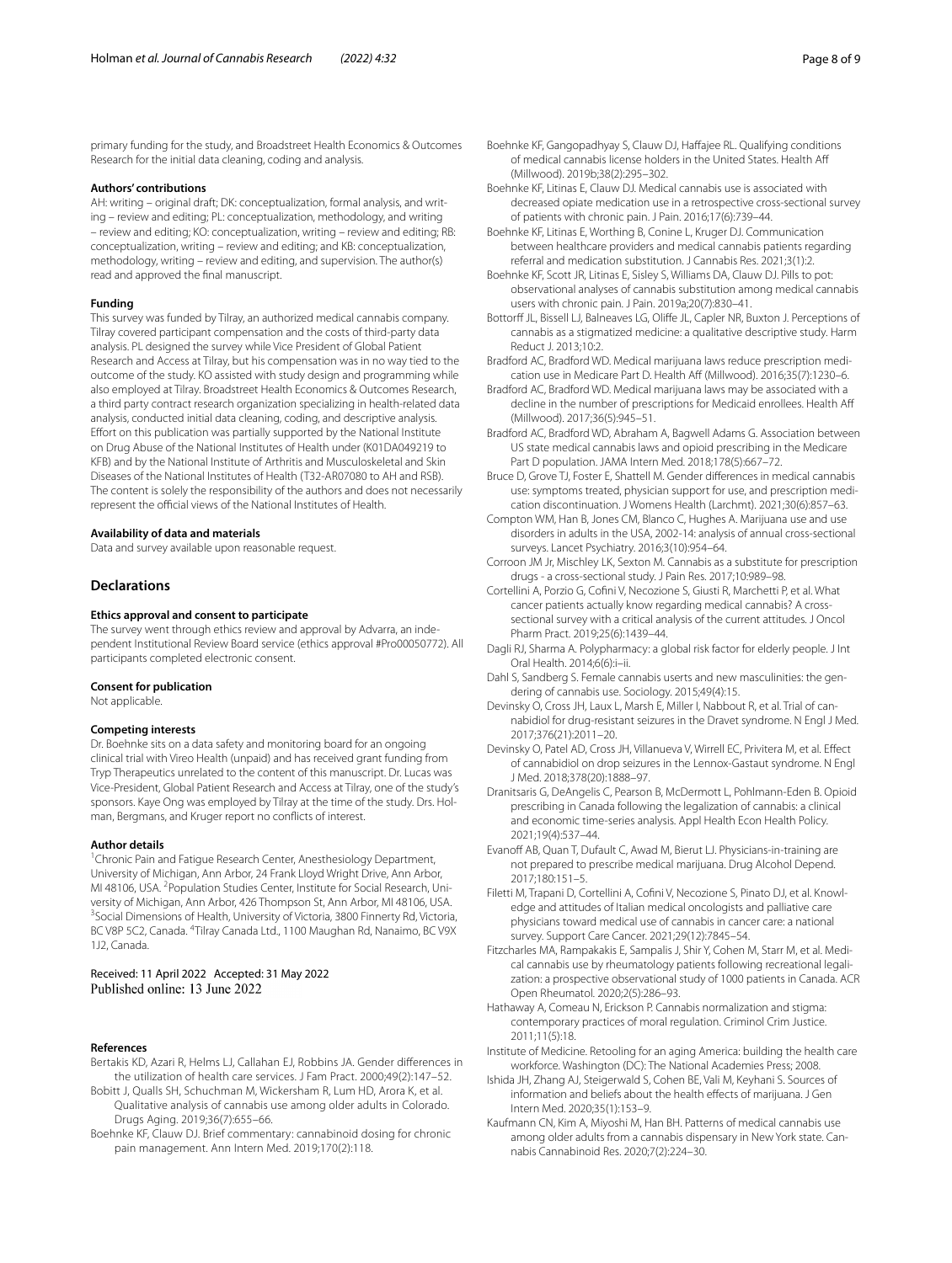primary funding for the study, and Broadstreet Health Economics & Outcomes Research for the initial data cleaning, coding and analysis.

#### Authors' contributions

AH: writing – original draft; DK: conceptualization, formal analysis, and writing – review and editing; PL: conceptualization, methodology, and writing – review and editing; KO: conceptualization, writing – review and editing; RB: conceptualization, writing – review and editing; and KB: conceptualization, methodology, writing – review and editing, and supervision. The author(s) read and approved the final manuscript.

#### Funding

This survey was funded by Tilray, an authorized medical cannabis company. Tilray covered participant compensation and the costs of third-party data analysis. PL designed the survey while Vice President of Global Patient Research and Access at Tilray, but his compensation was in no way tied to the outcome of the study. KO assisted with study design and programming while also employed at Tilray. Broadstreet Health Economics & Outcomes Research, a third party contract research organization specializing in health-related data analysis, conducted initial data cleaning, coding, and descriptive analysis. Effort on this publication was partially supported by the National Institute on Drug Abuse of the National Institutes of Health under (K01DA049219 to KFB) and by the National Institute of Arthritis and Musculoskeletal and Skin Diseases of the National Institutes of Health (T32-AR07080 to AH and RSB). The content is solely the responsibility of the authors and does not necessarily represent the official views of the National Institutes of Health.

#### Availability of data and materials

Data and survey available upon reasonable request.

## Declarations

#### Ethics approval and consent to participate

The survey went through ethics review and approval by Advarra, an independent Institutional Review Board service (ethics approval #Pro00050772). All participants completed electronic consent.

#### Consent for publication

Not applicable.

#### Competing interests

Dr. Boehnke sits on a data safety and monitoring board for an ongoing clinical trial with Vireo Health (unpaid) and has received grant funding from Tryp Therapeutics unrelated to the content of this manuscript. Dr. Lucas was Vice-President, Global Patient Research and Access at Tilray, one of the study's sponsors. Kaye Ong was employed by Tilray at the time of the study. Drs. Holman, Bergmans, and Kruger report no conflicts of interest.

#### Author details

[1]Chronic Pain and Fatigue Research Center, Anesthesiology Department, University of Michigan, Ann Arbor, 24 Frank Lloyd Wright Drive, Ann Arbor, MI 48106, USA. [2]Population Studies Center, Institute for Social Research, University of Michigan, Ann Arbor, 426 Thompson St, Ann Arbor, MI 48106, USA. [3]Social Dimensions of Health, University of Victoria, 3800 Finnerty Rd, Victoria, BC V8P 5C2, Canada. [4]Tilray Canada Ltd., 1100 Maughan Rd, Nanaimo, BC V9X 1J2, Canada.

Received: 11 April 2022 Accepted: 31 May 2022
Published online: 13 June 2022

#### References

- Bertakis KD, Azari R, Helms LJ, Callahan EJ, Robbins JA. Gender differences in the utilization of health care services. J Fam Pract. 2000;49(2):147–52.
- Bobitt J, Qualls SH, Schuchman M, Wickersham R, Lum HD, Arora K, et al. Qualitative analysis of cannabis use among older adults in Colorado. Drugs Aging. 2019;36(7):655–66.
- Boehnke KF, Clauw DJ. Brief commentary: cannabinoid dosing for chronic pain management. Ann Intern Med. 2019;170(2):118.
- Boehnke KF, Gangopadhyay S, Clauw DJ, Haffajee RL. Qualifying conditions of medical cannabis license holders in the United States. Health Aff (Millwood). 2019b;38(2):295–302.
- Boehnke KF, Litinas E, Clauw DJ. Medical cannabis use is associated with decreased opiate medication use in a retrospective cross-sectional survey of patients with chronic pain. J Pain. 2016;17(6):739–44.
- Boehnke KF, Litinas E, Worthing B, Conine L, Kruger DJ. Communication between healthcare providers and medical cannabis patients regarding referral and medication substitution. J Cannabis Res. 2021;3(1):2.
- Boehnke KF, Scott JR, Litinas E, Sisley S, Williams DA, Clauw DJ. Pills to pot: observational analyses of cannabis substitution among medical cannabis users with chronic pain. J Pain. 2019a;20(7):830–41.
- Bottorff JL, Bissell LJ, Balneaves LG, Oliffe JL, Capler NR, Buxton J. Perceptions of cannabis as a stigmatized medicine: a qualitative descriptive study. Harm Reduct J. 2013;10:2.
- Bradford AC, Bradford WD. Medical marijuana laws reduce prescription medication use in Medicare Part D. Health Aff (Millwood). 2016;35(7):1230–6.
- Bradford AC, Bradford WD. Medical marijuana laws may be associated with a decline in the number of prescriptions for Medicaid enrollees. Health Aff (Millwood). 2017;36(5):945–51.
- Bradford AC, Bradford WD, Abraham A, Bagwell Adams G. Association between US state medical cannabis laws and opioid prescribing in the Medicare Part D population. JAMA Intern Med. 2018;178(5):667–72.
- Bruce D, Grove TJ, Foster E, Shattell M. Gender differences in medical cannabis use: symptoms treated, physician support for use, and prescription medication discontinuation. J Womens Health (Larchmt). 2021;30(6):857–63.
- Compton WM, Han B, Jones CM, Blanco C, Hughes A. Marijuana use and use disorders in adults in the USA, 2002-14: analysis of annual cross-sectional surveys. Lancet Psychiatry. 2016;3(10):954–64.
- Corroon JM Jr, Mischley LK, Sexton M. Cannabis as a substitute for prescription drugs - a cross-sectional study. J Pain Res. 2017;10:989–98.
- Cortellini A, Porzio G, Cofini V, Necozione S, Giusti R, Marchetti P, et al. What cancer patients actually know regarding medical cannabis? A cross-sectional survey with a critical analysis of the current attitudes. J Oncol Pharm Pract. 2019;25(6):1439–44.
- Dagli RJ, Sharma A. Polypharmacy: a global risk factor for elderly people. J Int Oral Health. 2014;6(6):i–ii.
- Dahl S, Sandberg S. Female cannabis userts and new masculinities: the gendering of cannabis use. Sociology. 2015;49(4):15.
- Devinsky O, Cross JH, Laux L, Marsh E, Miller I, Nabbout R, et al. Trial of cannabidiol for drug-resistant seizures in the Dravet syndrome. N Engl J Med. 2017;376(21):2011–20.
- Devinsky O, Patel AD, Cross JH, Villanueva V, Wirrell EC, Privitera M, et al. Effect of cannabidiol on drop seizures in the Lennox-Gastaut syndrome. N Engl J Med. 2018;378(20):1888–97.
- Dranitsaris G, DeAngelis C, Pearson B, McDermott L, Pohlmann-Eden B. Opioid prescribing in Canada following the legalization of cannabis: a clinical and economic time-series analysis. Appl Health Econ Health Policy. 2021;19(4):537–44.
- Evanoff AB, Quan T, Dufault C, Awad M, Bierut LJ. Physicians-in-training are not prepared to prescribe medical marijuana. Drug Alcohol Depend. 2017;180:151–5.
- Filetti M, Trapani D, Cortellini A, Cofini V, Necozione S, Pinato DJ, et al. Knowledge and attitudes of Italian medical oncologists and palliative care physicians toward medical use of cannabis in cancer care: a national survey. Support Care Cancer. 2021;29(12):7845–54.
- Fitzcharles MA, Rampakakis E, Sampalis J, Shir Y, Cohen M, Starr M, et al. Medical cannabis use by rheumatology patients following recreational legalization: a prospective observational study of 1000 patients in Canada. ACR Open Rheumatol. 2020;2(5):286–93.
- Hathaway A, Comeau N, Erickson P. Cannabis normalization and stigma: contemporary practices of moral regulation. Criminol Crim Justice. 2011;11(5):18.
- Institute of Medicine. Retooling for an aging America: building the health care workforce. Washington (DC): The National Academies Press; 2008.
- Ishida JH, Zhang AJ, Steigerwald S, Cohen BE, Vali M, Keyhani S. Sources of information and beliefs about the health effects of marijuana. J Gen Intern Med. 2020;35(1):153–9.
- Kaufmann CN, Kim A, Miyoshi M, Han BH. Patterns of medical cannabis use among older adults from a cannabis dispensary in New York state. Cannabis Cannabinoid Res. 2020;7(2):224–30.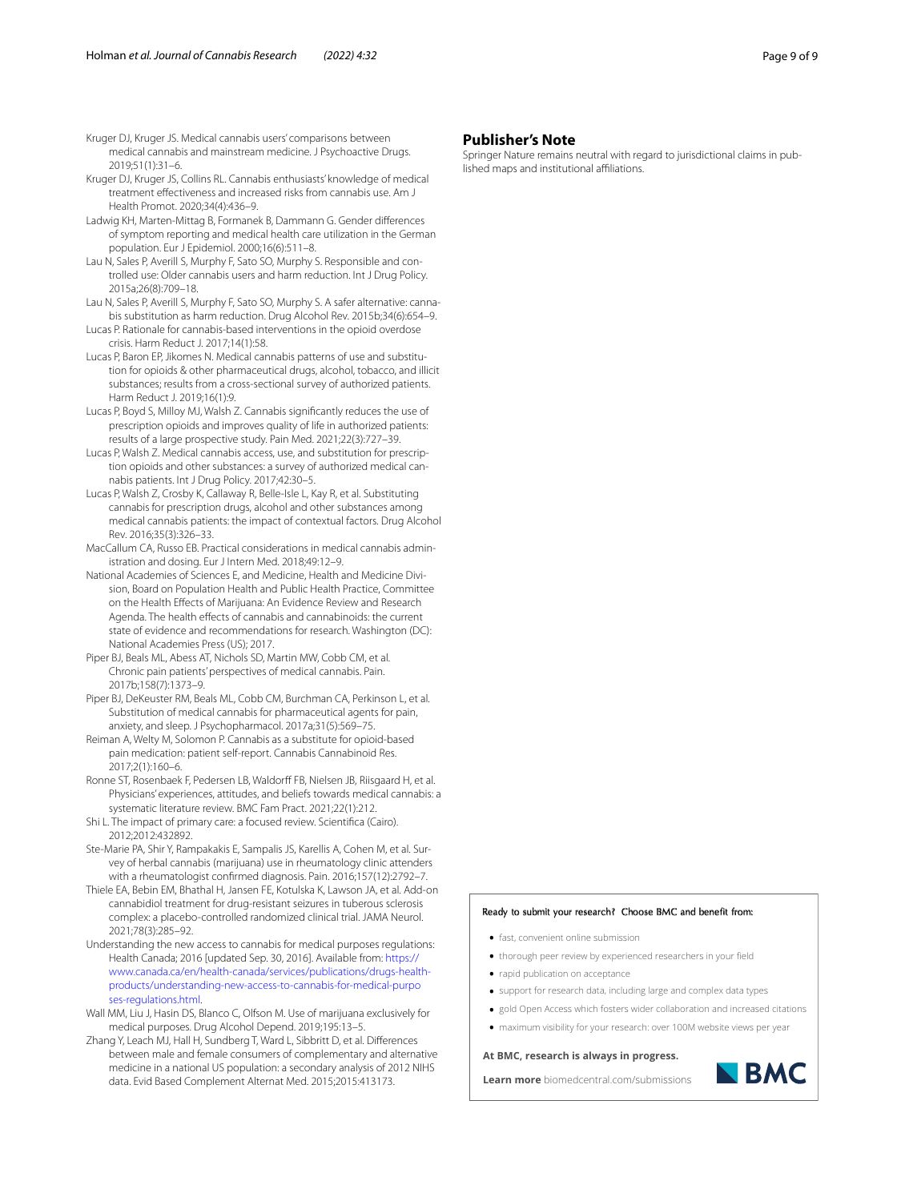Kruger DJ, Kruger JS. Medical cannabis users' comparisons between medical cannabis and mainstream medicine. J Psychoactive Drugs. 2019;51(1):31–6.

Kruger DJ, Kruger JS, Collins RL. Cannabis enthusiasts' knowledge of medical treatment effectiveness and increased risks from cannabis use. Am J Health Promot. 2020;34(4):436–9.

Ladwig KH, Marten-Mittag B, Formanek B, Dammann G. Gender differences of symptom reporting and medical health care utilization in the German population. Eur J Epidemiol. 2000;16(6):511–8.

Lau N, Sales P, Averill S, Murphy F, Sato SO, Murphy S. Responsible and controlled use: Older cannabis users and harm reduction. Int J Drug Policy. 2015a;26(8):709–18.

Lau N, Sales P, Averill S, Murphy F, Sato SO, Murphy S. A safer alternative: cannabis substitution as harm reduction. Drug Alcohol Rev. 2015b;34(6):654–9.

Lucas P. Rationale for cannabis-based interventions in the opioid overdose crisis. Harm Reduct J. 2017;14(1):58.

Lucas P, Baron EP, Jikomes N. Medical cannabis patterns of use and substitution for opioids & other pharmaceutical drugs, alcohol, tobacco, and illicit substances; results from a cross-sectional survey of authorized patients. Harm Reduct J. 2019;16(1):9.

Lucas P, Boyd S, Milloy MJ, Walsh Z. Cannabis significantly reduces the use of prescription opioids and improves quality of life in authorized patients: results of a large prospective study. Pain Med. 2021;22(3):727–39.

Lucas P, Walsh Z. Medical cannabis access, use, and substitution for prescription opioids and other substances: a survey of authorized medical cannabis patients. Int J Drug Policy. 2017;42:30–5.

Lucas P, Walsh Z, Crosby K, Callaway R, Belle-Isle L, Kay R, et al. Substituting cannabis for prescription drugs, alcohol and other substances among medical cannabis patients: the impact of contextual factors. Drug Alcohol Rev. 2016;35(3):326–33.

MacCallum CA, Russo EB. Practical considerations in medical cannabis administration and dosing. Eur J Intern Med. 2018;49:12–9.

National Academies of Sciences E, and Medicine, Health and Medicine Division, Board on Population Health and Public Health Practice, Committee on the Health Effects of Marijuana: An Evidence Review and Research Agenda. The health effects of cannabis and cannabinoids: the current state of evidence and recommendations for research. Washington (DC): National Academies Press (US); 2017.

Piper BJ, Beals ML, Abess AT, Nichols SD, Martin MW, Cobb CM, et al. Chronic pain patients' perspectives of medical cannabis. Pain. 2017b;158(7):1373–9.

Piper BJ, DeKeuster RM, Beals ML, Cobb CM, Burchman CA, Perkinson L, et al. Substitution of medical cannabis for pharmaceutical agents for pain, anxiety, and sleep. J Psychopharmacol. 2017a;31(5):569–75.

Reiman A, Welty M, Solomon P. Cannabis as a substitute for opioid-based pain medication: patient self-report. Cannabis Cannabinoid Res. 2017;2(1):160–6.

Ronne ST, Rosenbaek F, Pedersen LB, Waldorff FB, Nielsen JB, Riisgaard H, et al. Physicians' experiences, attitudes, and beliefs towards medical cannabis: a systematic literature review. BMC Fam Pract. 2021;22(1):212.

Shi L. The impact of primary care: a focused review. Scientifica (Cairo). 2012;2012:432892.

Ste-Marie PA, Shir Y, Rampakakis E, Sampalis JS, Karellis A, Cohen M, et al. Survey of herbal cannabis (marijuana) use in rheumatology clinic attenders with a rheumatologist confirmed diagnosis. Pain. 2016;157(12):2792–7.

Thiele EA, Bebin EM, Bhathal H, Jansen FE, Kotulska K, Lawson JA, et al. Add-on cannabidiol treatment for drug-resistant seizures in tuberous sclerosis complex: a placebo-controlled randomized clinical trial. JAMA Neurol. 2021;78(3):285–92.

Understanding the new access to cannabis for medical purposes regulations: Health Canada; 2016 [updated Sep. 30, 2016]. Available from: https://www.canada.ca/en/health-canada/services/publications/drugs-health-products/understanding-new-access-to-cannabis-for-medical-purposes-regulations.html.

Wall MM, Liu J, Hasin DS, Blanco C, Olfson M. Use of marijuana exclusively for medical purposes. Drug Alcohol Depend. 2019;195:13–5.

Zhang Y, Leach MJ, Hall H, Sundberg T, Ward L, Sibbritt D, et al. Differences between male and female consumers of complementary and alternative medicine in a national US population: a secondary analysis of 2012 NIHS data. Evid Based Complement Alternat Med. 2015;2015:413173.

## Publisher's Note

Springer Nature remains neutral with regard to jurisdictional claims in published maps and institutional affiliations.

Ready to submit your research? Choose BMC and benefit from:

- fast, convenient online submission
- thorough peer review by experienced researchers in your field
- rapid publication on acceptance
- support for research data, including large and complex data types
- gold Open Access which fosters wider collaboration and increased citations
- maximum visibility for your research: over 100M website views per year

**At BMC, research is always in progress.**

**Learn more** biomedcentral.com/submissions

BMC